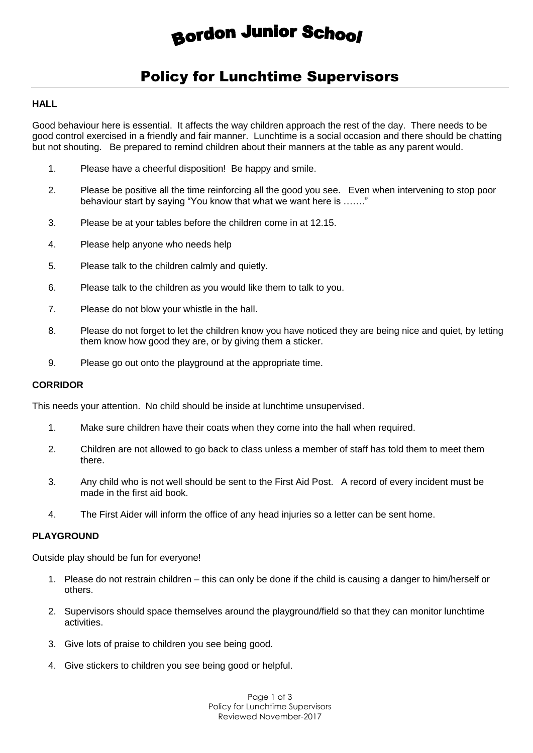# Bordon Junior School

## Policy for Lunchtime Supervisors

### HALL

Good behaviour here is essential. It affects the way children approach the rest of the day. There needs to be good control exercised in a friendly and fair manner. Lunchtime is a social occasion and there should be chatting but not shouting. Be prepared to remind children about their manners at the table as any parent would.

1. Please have a cheerful disposition! Be happy and smile.
2. Please be positive all the time reinforcing all the good you see. Even when intervening to stop poor behaviour start by saying "You know that what we want here is ……."
3. Please be at your tables before the children come in at 12.15.
4. Please help anyone who needs help
5. Please talk to the children calmly and quietly.
6. Please talk to the children as you would like them to talk to you.
7. Please do not blow your whistle in the hall.
8. Please do not forget to let the children know you have noticed they are being nice and quiet, by letting them know how good they are, or by giving them a sticker.
9. Please go out onto the playground at the appropriate time.

### CORRIDOR

This needs your attention. No child should be inside at lunchtime unsupervised.

1. Make sure children have their coats when they come into the hall when required.
2. Children are not allowed to go back to class unless a member of staff has told them to meet them there.
3. Any child who is not well should be sent to the First Aid Post. A record of every incident must be made in the first aid book.
4. The First Aider will inform the office of any head injuries so a letter can be sent home.

### PLAYGROUND

Outside play should be fun for everyone!

1. Please do not restrain children – this can only be done if the child is causing a danger to him/herself or others.
2. Supervisors should space themselves around the playground/field so that they can monitor lunchtime activities.
3. Give lots of praise to children you see being good.
4. Give stickers to children you see being good or helpful.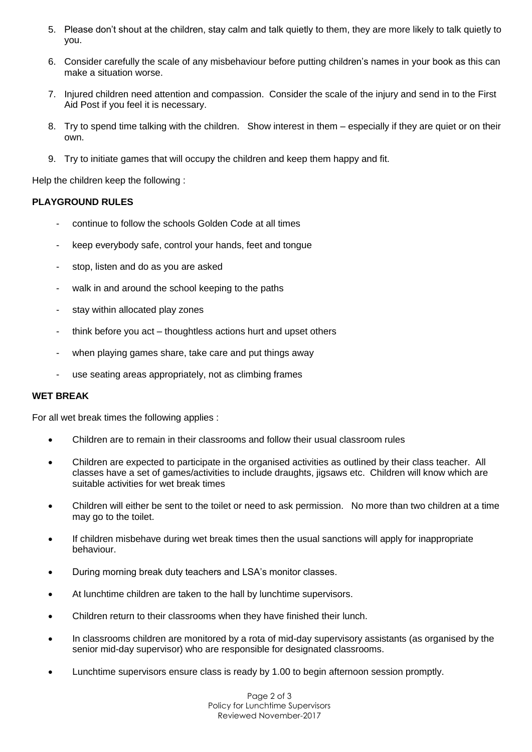5. Please don't shout at the children, stay calm and talk quietly to them, they are more likely to talk quietly to you.

6. Consider carefully the scale of any misbehaviour before putting children's names in your book as this can make a situation worse.

7. Injured children need attention and compassion. Consider the scale of the injury and send in to the First Aid Post if you feel it is necessary.

8. Try to spend time talking with the children. Show interest in them – especially if they are quiet or on their own.

9. Try to initiate games that will occupy the children and keep them happy and fit.

Help the children keep the following :

**PLAYGROUND RULES**

- continue to follow the schools Golden Code at all times
- keep everybody safe, control your hands, feet and tongue
- stop, listen and do as you are asked
- walk in and around the school keeping to the paths
- stay within allocated play zones
- think before you act – thoughtless actions hurt and upset others
- when playing games share, take care and put things away
- use seating areas appropriately, not as climbing frames

**WET BREAK**

For all wet break times the following applies :

- Children are to remain in their classrooms and follow their usual classroom rules
- Children are expected to participate in the organised activities as outlined by their class teacher. All classes have a set of games/activities to include draughts, jigsaws etc. Children will know which are suitable activities for wet break times
- Children will either be sent to the toilet or need to ask permission. No more than two children at a time may go to the toilet.
- If children misbehave during wet break times then the usual sanctions will apply for inappropriate behaviour.
- During morning break duty teachers and LSA's monitor classes.
- At lunchtime children are taken to the hall by lunchtime supervisors.
- Children return to their classrooms when they have finished their lunch.
- In classrooms children are monitored by a rota of mid-day supervisory assistants (as organised by the senior mid-day supervisor) who are responsible for designated classrooms.
- Lunchtime supervisors ensure class is ready by 1.00 to begin afternoon session promptly.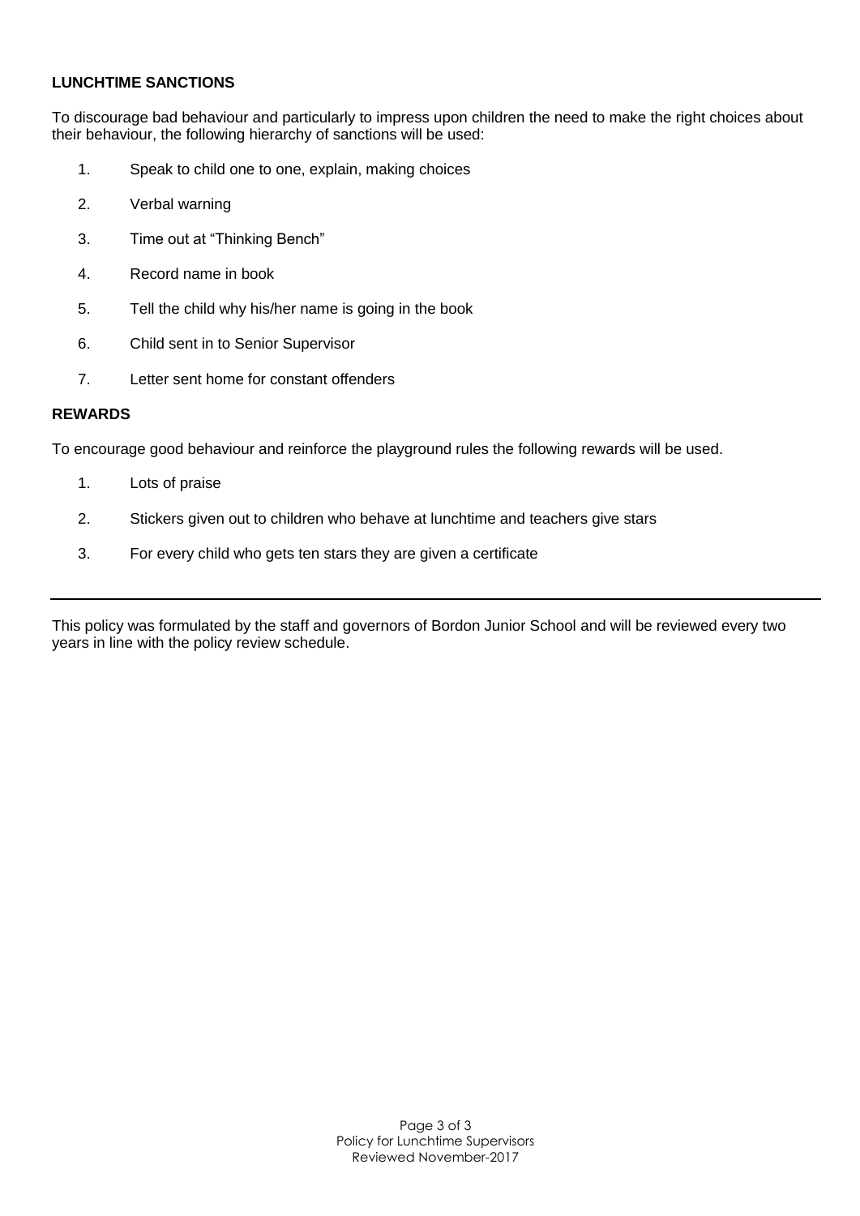## LUNCHTIME SANCTIONS

To discourage bad behaviour and particularly to impress upon children the need to make the right choices about their behaviour, the following hierarchy of sanctions will be used:

1. Speak to child one to one, explain, making choices
2. Verbal warning
3. Time out at "Thinking Bench"
4. Record name in book
5. Tell the child why his/her name is going in the book
6. Child sent in to Senior Supervisor
7. Letter sent home for constant offenders

## REWARDS

To encourage good behaviour and reinforce the playground rules the following rewards will be used.

1. Lots of praise
2. Stickers given out to children who behave at lunchtime and teachers give stars
3. For every child who gets ten stars they are given a certificate

---

This policy was formulated by the staff and governors of Bordon Junior School and will be reviewed every two years in line with the policy review schedule.